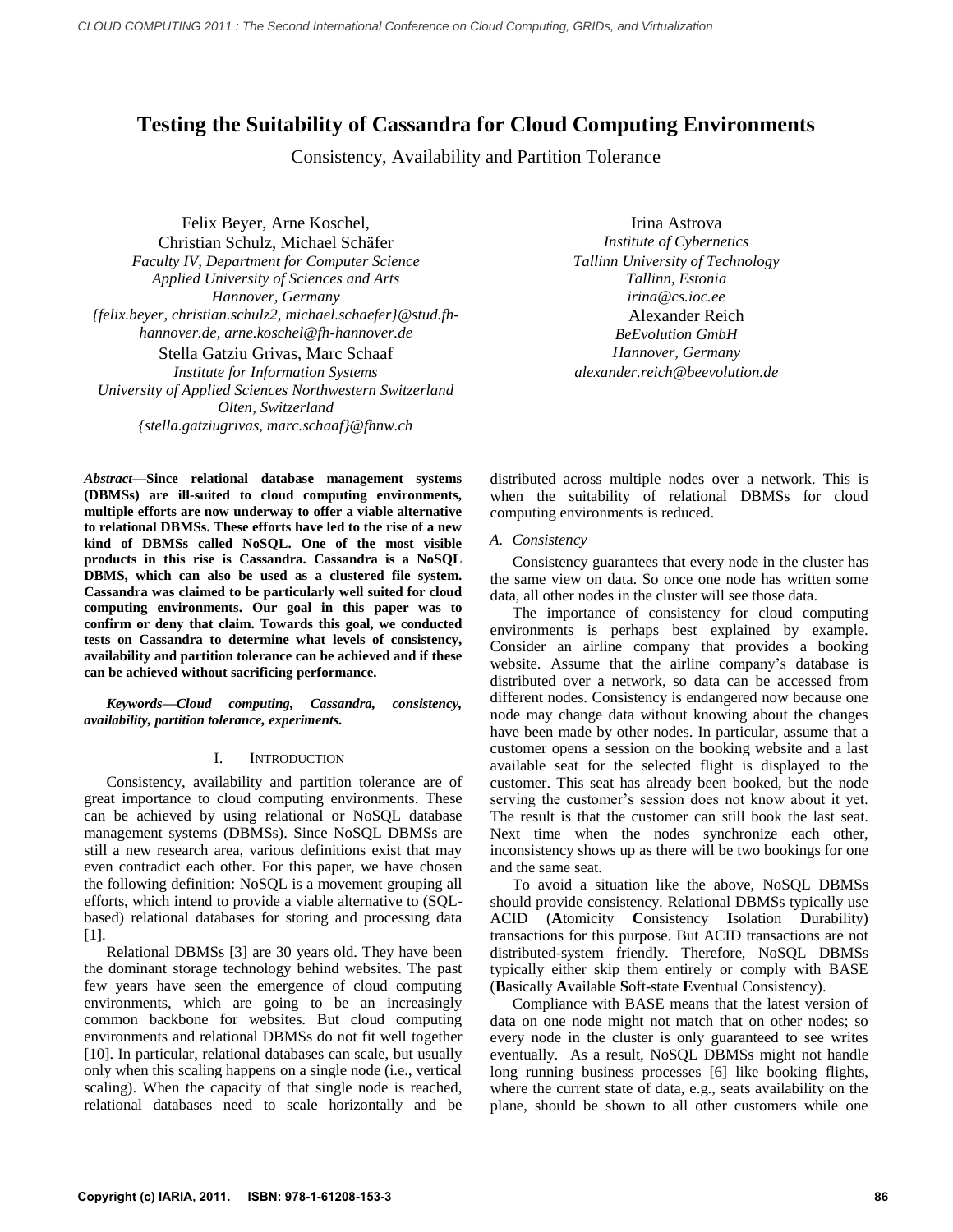# Testing the Suitability of Cassandra for Cloud Computing Environments

Consistency, Availability and Partition Tolerance

Felix Beyer, Arne Koschel,
Christian Schulz, Michael Schäfer
*Faculty IV, Department for Computer Science*
*Applied University of Sciences and Arts*
*Hannover, Germany*
*{felix.beyer, christian.schulz2, michael.schaefer}@stud.fh-hannover.de, arne.koschel@fh-hannover.de*

Stella Gatziu Grivas, Marc Schaaf
*Institute for Information Systems*
*University of Applied Sciences Northwestern Switzerland*
*Olten, Switzerland*
*{stella.gatziugrivas, marc.schaaf}@fhnw.ch*

Irina Astrova
*Institute of Cybernetics*
*Tallinn University of Technology*
*Tallinn, Estonia*
*irina@cs.ioc.ee*

Alexander Reich
*BeEvolution GmbH*
*Hannover, Germany*
*alexander.reich@beevolution.de*

***Abstract*—Since relational database management systems (DBMSs) are ill-suited to cloud computing environments, multiple efforts are now underway to offer a viable alternative to relational DBMSs. These efforts have led to the rise of a new kind of DBMSs called NoSQL. One of the most visible products in this rise is Cassandra. Cassandra is a NoSQL DBMS, which can also be used as a clustered file system. Cassandra was claimed to be particularly well suited for cloud computing environments. Our goal in this paper was to confirm or deny that claim. Towards this goal, we conducted tests on Cassandra to determine what levels of consistency, availability and partition tolerance can be achieved and if these can be achieved without sacrificing performance.**

***Keywords*—Cloud computing, Cassandra, consistency, availability, partition tolerance, experiments.**

## I. Introduction

Consistency, availability and partition tolerance are of great importance to cloud computing environments. These can be achieved by using relational or NoSQL database management systems (DBMSs). Since NoSQL DBMSs are still a new research area, various definitions exist that may even contradict each other. For this paper, we have chosen the following definition: NoSQL is a movement grouping all efforts, which intend to provide a viable alternative to (SQL-based) relational databases for storing and processing data [1].

Relational DBMSs [3] are 30 years old. They have been the dominant storage technology behind websites. The past few years have seen the emergence of cloud computing environments, which are going to be an increasingly common backbone for websites. But cloud computing environments and relational DBMSs do not fit well together [10]. In particular, relational databases can scale, but usually only when this scaling happens on a single node (i.e., vertical scaling). When the capacity of that single node is reached, relational databases need to scale horizontally and be distributed across multiple nodes over a network. This is when the suitability of relational DBMSs for cloud computing environments is reduced.

### A. Consistency

Consistency guarantees that every node in the cluster has the same view on data. So once one node has written some data, all other nodes in the cluster will see those data.

The importance of consistency for cloud computing environments is perhaps best explained by example. Consider an airline company that provides a booking website. Assume that the airline company's database is distributed over a network, so data can be accessed from different nodes. Consistency is endangered now because one node may change data without knowing about the changes have been made by other nodes. In particular, assume that a customer opens a session on the booking website and a last available seat for the selected flight is displayed to the customer. This seat has already been booked, but the node serving the customer's session does not know about it yet. The result is that the customer can still book the last seat. Next time when the nodes synchronize each other, inconsistency shows up as there will be two bookings for one and the same seat.

To avoid a situation like the above, NoSQL DBMSs should provide consistency. Relational DBMSs typically use ACID (**A**tomicity **C**onsistency **I**solation **D**urability) transactions for this purpose. But ACID transactions are not distributed-system friendly. Therefore, NoSQL DBMSs typically either skip them entirely or comply with BASE (**B**asically **A**vailable **S**oft-state **E**ventual Consistency).

Compliance with BASE means that the latest version of data on one node might not match that on other nodes; so every node in the cluster is only guaranteed to see writes eventually. As a result, NoSQL DBMSs might not handle long running business processes [6] like booking flights, where the current state of data, e.g., seats availability on the plane, should be shown to all other customers while one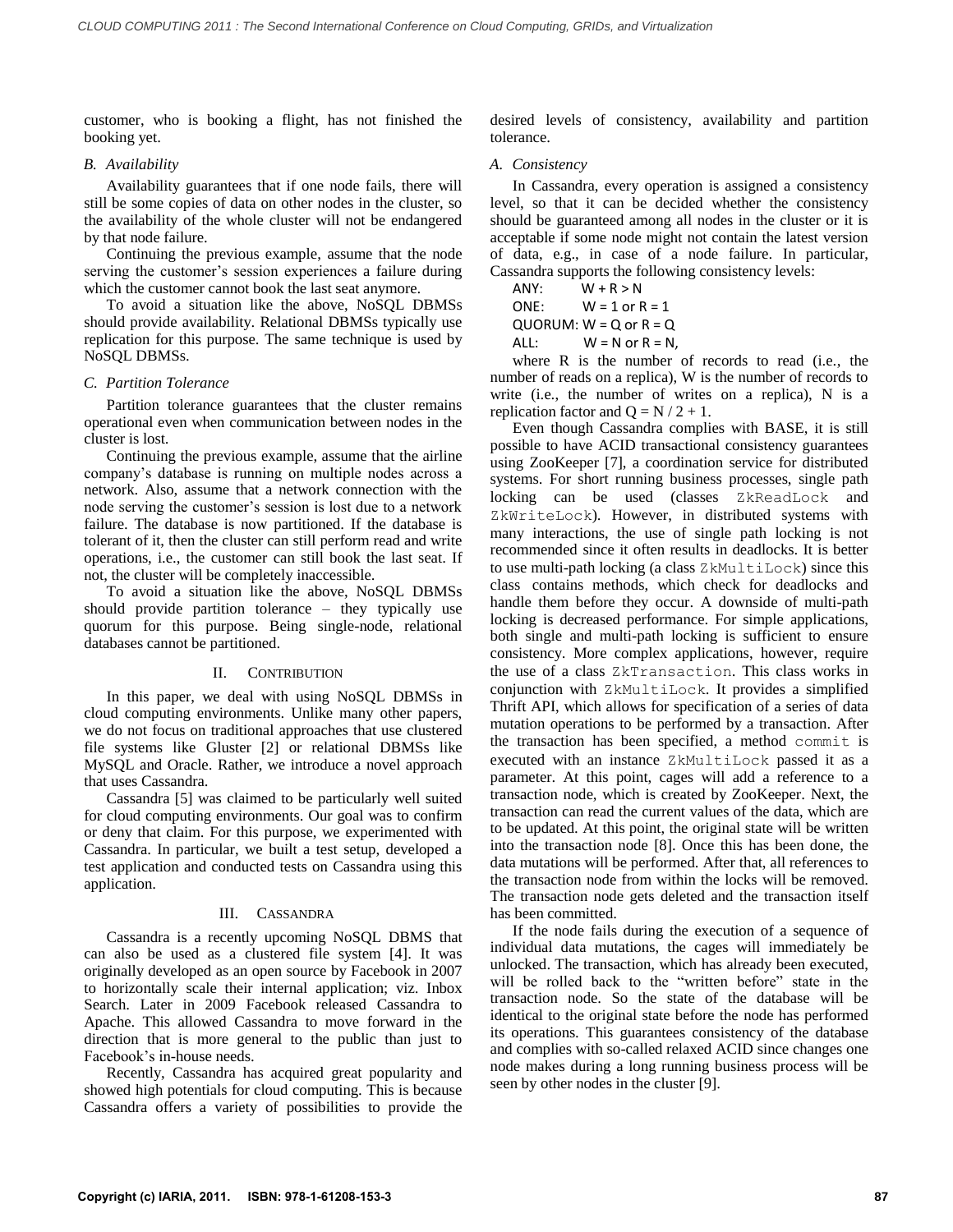customer, who is booking a flight, has not finished the booking yet.

### B. Availability

Availability guarantees that if one node fails, there will still be some copies of data on other nodes in the cluster, so the availability of the whole cluster will not be endangered by that node failure.

Continuing the previous example, assume that the node serving the customer's session experiences a failure during which the customer cannot book the last seat anymore.

To avoid a situation like the above, NoSQL DBMSs should provide availability. Relational DBMSs typically use replication for this purpose. The same technique is used by NoSQL DBMSs.

### C. Partition Tolerance

Partition tolerance guarantees that the cluster remains operational even when communication between nodes in the cluster is lost.

Continuing the previous example, assume that the airline company's database is running on multiple nodes across a network. Also, assume that a network connection with the node serving the customer's session is lost due to a network failure. The database is now partitioned. If the database is tolerant of it, then the cluster can still perform read and write operations, i.e., the customer can still book the last seat. If not, the cluster will be completely inaccessible.

To avoid a situation like the above, NoSQL DBMSs should provide partition tolerance – they typically use quorum for this purpose. Being single-node, relational databases cannot be partitioned.

## II. Contribution

In this paper, we deal with using NoSQL DBMSs in cloud computing environments. Unlike many other papers, we do not focus on traditional approaches that use clustered file systems like Gluster [2] or relational DBMSs like MySQL and Oracle. Rather, we introduce a novel approach that uses Cassandra.

Cassandra [5] was claimed to be particularly well suited for cloud computing environments. Our goal was to confirm or deny that claim. For this purpose, we experimented with Cassandra. In particular, we built a test setup, developed a test application and conducted tests on Cassandra using this application.

## III. Cassandra

Cassandra is a recently upcoming NoSQL DBMS that can also be used as a clustered file system [4]. It was originally developed as an open source by Facebook in 2007 to horizontally scale their internal application; viz. Inbox Search. Later in 2009 Facebook released Cassandra to Apache. This allowed Cassandra to move forward in the direction that is more general to the public than just to Facebook's in-house needs.

Recently, Cassandra has acquired great popularity and showed high potentials for cloud computing. This is because Cassandra offers a variety of possibilities to provide the desired levels of consistency, availability and partition tolerance.

### A. Consistency

In Cassandra, every operation is assigned a consistency level, so that it can be decided whether the consistency should be guaranteed among all nodes in the cluster or it is acceptable if some node might not contain the latest version of data, e.g., in case of a node failure. In particular, Cassandra supports the following consistency levels:

ANY: $W + R > N$
ONE: $W = 1$ or $R = 1$
QUORUM: $W = Q$ or $R = Q$
ALL: $W = N$ or $R = N$,

where R is the number of records to read (i.e., the number of reads on a replica), W is the number of records to write (i.e., the number of writes on a replica), N is a replication factor and $Q = N / 2 + 1$.

Even though Cassandra complies with BASE, it is still possible to have ACID transactional consistency guarantees using ZooKeeper [7], a coordination service for distributed systems. For short running business processes, single path locking can be used (classes `ZkReadLock` and `ZkWriteLock`). However, in distributed systems with many interactions, the use of single path locking is not recommended since it often results in deadlocks. It is better to use multi-path locking (a class `ZkMultiLock`) since this class contains methods, which check for deadlocks and handle them before they occur. A downside of multi-path locking is decreased performance. For simple applications, both single and multi-path locking is sufficient to ensure consistency. More complex applications, however, require the use of a class `ZkTransaction`. This class works in conjunction with `ZkMultiLock`. It provides a simplified Thrift API, which allows for specification of a series of data mutation operations to be performed by a transaction. After the transaction has been specified, a method `commit` is executed with an instance `ZkMultiLock` passed it as a parameter. At this point, cages will add a reference to a transaction node, which is created by ZooKeeper. Next, the transaction can read the current values of the data, which are to be updated. At this point, the original state will be written into the transaction node [8]. Once this has been done, the data mutations will be performed. After that, all references to the transaction node from within the locks will be removed. The transaction node gets deleted and the transaction itself has been committed.

If the node fails during the execution of a sequence of individual data mutations, the cages will immediately be unlocked. The transaction, which has already been executed, will be rolled back to the "written before" state in the transaction node. So the state of the database will be identical to the original state before the node has performed its operations. This guarantees consistency of the database and complies with so-called relaxed ACID since changes one node makes during a long running business process will be seen by other nodes in the cluster [9].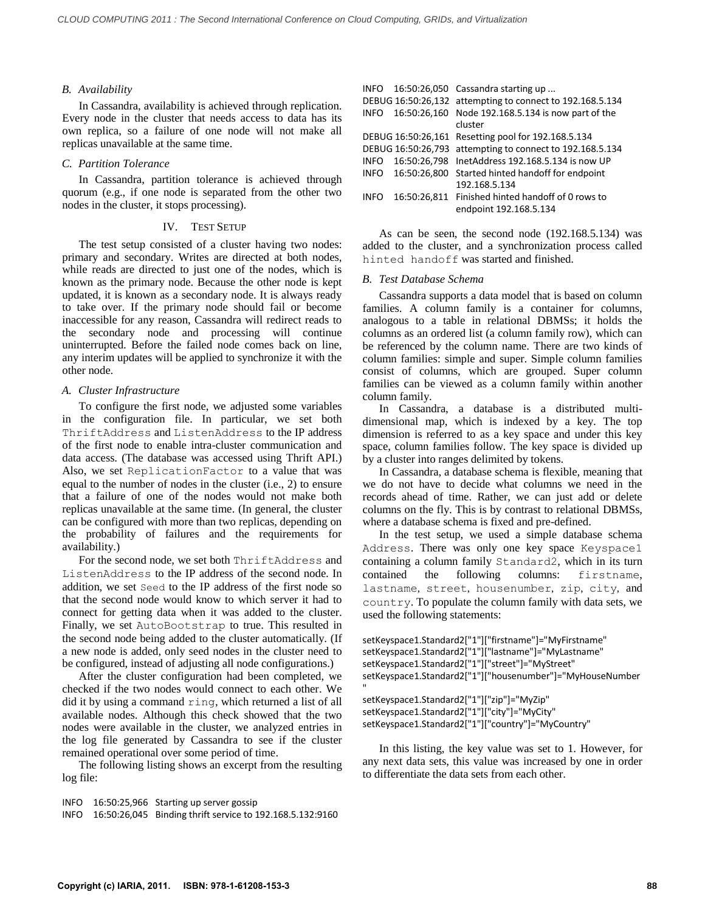### B. Availability

In Cassandra, availability is achieved through replication. Every node in the cluster that needs access to data has its own replica, so a failure of one node will not make all replicas unavailable at the same time.

### C. Partition Tolerance

In Cassandra, partition tolerance is achieved through quorum (e.g., if one node is separated from the other two nodes in the cluster, it stops processing).

## IV. TEST SETUP

The test setup consisted of a cluster having two nodes: primary and secondary. Writes are directed at both nodes, while reads are directed to just one of the nodes, which is known as the primary node. Because the other node is kept updated, it is known as a secondary node. It is always ready to take over. If the primary node should fail or become inaccessible for any reason, Cassandra will redirect reads to the secondary node and processing will continue uninterrupted. Before the failed node comes back on line, any interim updates will be applied to synchronize it with the other node.

### A. Cluster Infrastructure

To configure the first node, we adjusted some variables in the configuration file. In particular, we set both `ThriftAddress` and `ListenAddress` to the IP address of the first node to enable intra-cluster communication and data access. (The database was accessed using Thrift API.) Also, we set `ReplicationFactor` to a value that was equal to the number of nodes in the cluster (i.e., 2) to ensure that a failure of one of the nodes would not make both replicas unavailable at the same time. (In general, the cluster can be configured with more than two replicas, depending on the probability of failures and the requirements for availability.)

For the second node, we set both `ThriftAddress` and `ListenAddress` to the IP address of the second node. In addition, we set `Seed` to the IP address of the first node so that the second node would know to which server it had to connect for getting data when it was added to the cluster. Finally, we set `AutoBootstrap` to true. This resulted in the second node being added to the cluster automatically. (If a new node is added, only seed nodes in the cluster need to be configured, instead of adjusting all node configurations.)

After the cluster configuration had been completed, we checked if the two nodes would connect to each other. We did it by using a command `ring`, which returned a list of all available nodes. Although this check showed that the two nodes were available in the cluster, we analyzed entries in the log file generated by Cassandra to see if the cluster remained operational over some period of time.

The following listing shows an excerpt from the resulting log file:

```
INFO    16:50:25,966  Starting up server gossip
INFO    16:50:26,045  Binding thrift service to 192.168.5.132:9160
INFO    16:50:26,050  Cassandra starting up ...
DEBUG 16:50:26,132  attempting to connect to 192.168.5.134
INFO    16:50:26,160  Node 192.168.5.134 is now part of the
                      cluster
DEBUG 16:50:26,161  Resetting pool for 192.168.5.134
DEBUG 16:50:26,793  attempting to connect to 192.168.5.134
INFO    16:50:26,798  InetAddress 192.168.5.134 is now UP
INFO    16:50:26,800  Started hinted handoff for endpoint
                      192.168.5.134
INFO    16:50:26,811  Finished hinted handoff of 0 rows to
                      endpoint 192.168.5.134
```

As can be seen, the second node (192.168.5.134) was added to the cluster, and a synchronization process called `hinted handoff` was started and finished.

### B. Test Database Schema

Cassandra supports a data model that is based on column families. A column family is a container for columns, analogous to a table in relational DBMSs; it holds the columns as an ordered list (a column family row), which can be referenced by the column name. There are two kinds of column families: simple and super. Simple column families consist of columns, which are grouped. Super column families can be viewed as a column family within another column family.

In Cassandra, a database is a distributed multi-dimensional map, which is indexed by a key. The top dimension is referred to as a key space and under this key space, column families follow. The key space is divided up by a cluster into ranges delimited by tokens.

In Cassandra, a database schema is flexible, meaning that we do not have to decide what columns we need in the records ahead of time. Rather, we can just add or delete columns on the fly. This is by contrast to relational DBMSs, where a database schema is fixed and pre-defined.

In the test setup, we used a simple database schema `Address`. There was only one key space `Keyspace1` containing a column family `Standard2`, which in its turn contained the following columns: `firstname`, `lastname`, `street`, `housenumber`, `zip`, `city`, and `country`. To populate the column family with data sets, we used the following statements:

```
setKeyspace1.Standard2["1"]["firstname"]="MyFirstname"
setKeyspace1.Standard2["1"]["lastname"]="MyLastname"
setKeyspace1.Standard2["1"]["street"]="MyStreet"
setKeyspace1.Standard2["1"]["housenumber"]="MyHouseNumber"
setKeyspace1.Standard2["1"]["zip"]="MyZip"
setKeyspace1.Standard2["1"]["city"]="MyCity"
setKeyspace1.Standard2["1"]["country"]="MyCountry"
```

In this listing, the key value was set to 1. However, for any next data sets, this value was increased by one in order to differentiate the data sets from each other.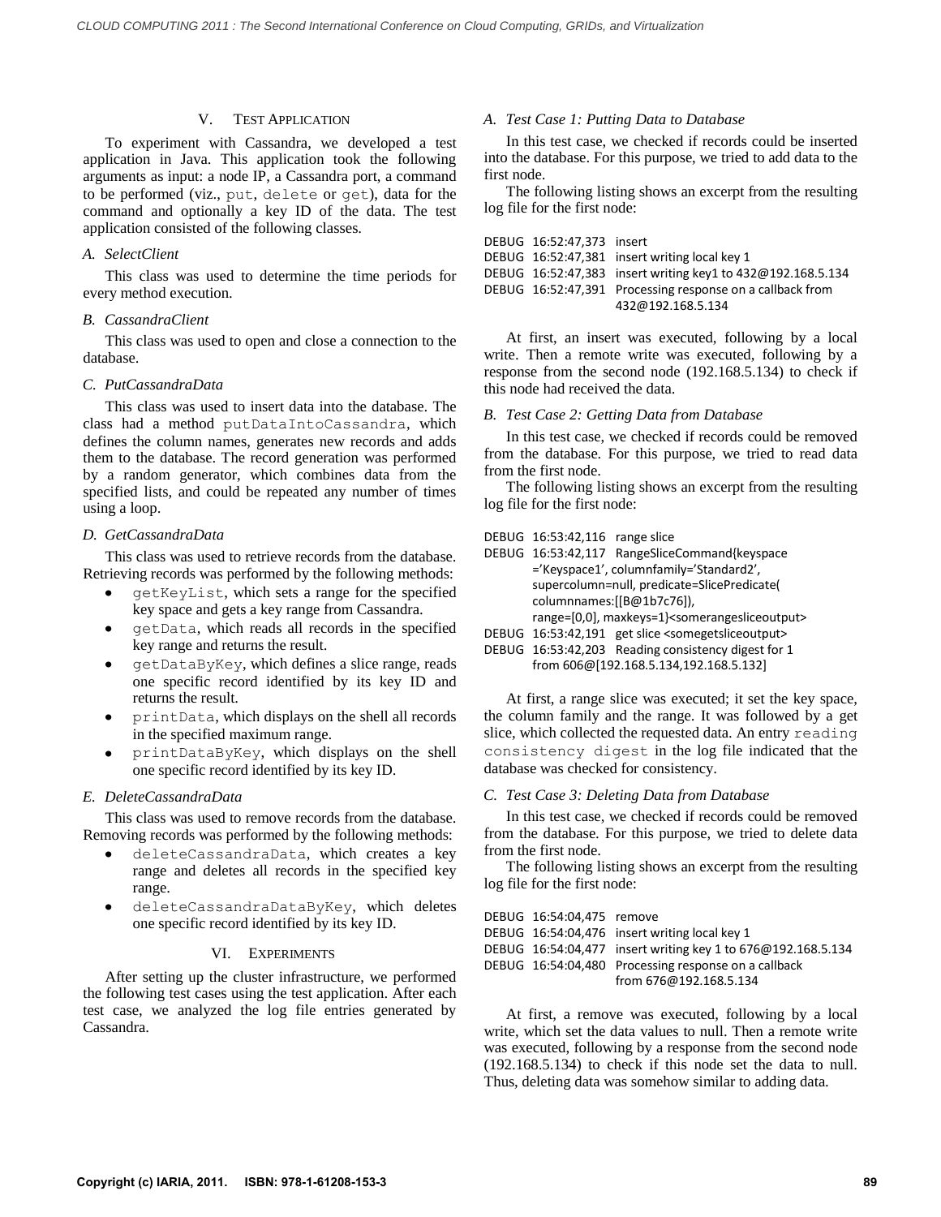## V. TEST APPLICATION

To experiment with Cassandra, we developed a test application in Java. This application took the following arguments as input: a node IP, a Cassandra port, a command to be performed (viz., `put`, `delete` or `get`), data for the command and optionally a key ID of the data. The test application consisted of the following classes.

### A. SelectClient

This class was used to determine the time periods for every method execution.

### B. CassandraClient

This class was used to open and close a connection to the database.

### C. PutCassandraData

This class was used to insert data into the database. The class had a method `putDataIntoCassandra`, which defines the column names, generates new records and adds them to the database. The record generation was performed by a random generator, which combines data from the specified lists, and could be repeated any number of times using a loop.

### D. GetCassandraData

This class was used to retrieve records from the database. Retrieving records was performed by the following methods:

- `getKeyList`, which sets a range for the specified key space and gets a key range from Cassandra.
- `getData`, which reads all records in the specified key range and returns the result.
- `getDataByKey`, which defines a slice range, reads one specific record identified by its key ID and returns the result.
- `printData`, which displays on the shell all records in the specified maximum range.
- `printDataByKey`, which displays on the shell one specific record identified by its key ID.

### E. DeleteCassandraData

This class was used to remove records from the database. Removing records was performed by the following methods:

- `deleteCassandraData`, which creates a key range and deletes all records in the specified key range.
- `deleteCassandraDataByKey`, which deletes one specific record identified by its key ID.

## VI. EXPERIMENTS

After setting up the cluster infrastructure, we performed the following test cases using the test application. After each test case, we analyzed the log file entries generated by Cassandra.

### A. Test Case 1: Putting Data to Database

In this test case, we checked if records could be inserted into the database. For this purpose, we tried to add data to the first node.

The following listing shows an excerpt from the resulting log file for the first node:

```
DEBUG 16:52:47,373  insert
DEBUG 16:52:47,381  insert writing local key 1
DEBUG 16:52:47,383  insert writing key1 to 432@192.168.5.134
DEBUG 16:52:47,391  Processing response on a callback from
                    432@192.168.5.134
```

At first, an insert was executed, following by a local write. Then a remote write was executed, following by a response from the second node (192.168.5.134) to check if this node had received the data.

### B. Test Case 2: Getting Data from Database

In this test case, we checked if records could be removed from the database. For this purpose, we tried to read data from the first node.

The following listing shows an excerpt from the resulting log file for the first node:

```
DEBUG 16:53:42,116  range slice
DEBUG 16:53:42,117  RangeSliceCommand{keyspace
      ='Keyspace1', columnfamily='Standard2',
      supercolumn=null, predicate=SlicePredicate(
      columnnames:[[B@1b7c76]),
      range=[0,0], maxkeys=1}<somerangesliceoutput>
DEBUG 16:53:42,191  get slice <somegetsliceoutput>
DEBUG 16:53:42,203  Reading consistency digest for 1
      from 606@[192.168.5.134,192.168.5.132]
```

At first, a range slice was executed; it set the key space, the column family and the range. It was followed by a get slice, which collected the requested data. An entry `reading consistency digest` in the log file indicated that the database was checked for consistency.

### C. Test Case 3: Deleting Data from Database

In this test case, we checked if records could be removed from the database. For this purpose, we tried to delete data from the first node.

The following listing shows an excerpt from the resulting log file for the first node:

```
DEBUG 16:54:04,475  remove
DEBUG 16:54:04,476  insert writing local key 1
DEBUG 16:54:04,477  insert writing key 1 to 676@192.168.5.134
DEBUG 16:54:04,480  Processing response on a callback
                    from 676@192.168.5.134
```

At first, a remove was executed, following by a local write, which set the data values to null. Then a remote write was executed, following by a response from the second node (192.168.5.134) to check if this node set the data to null. Thus, deleting data was somehow similar to adding data.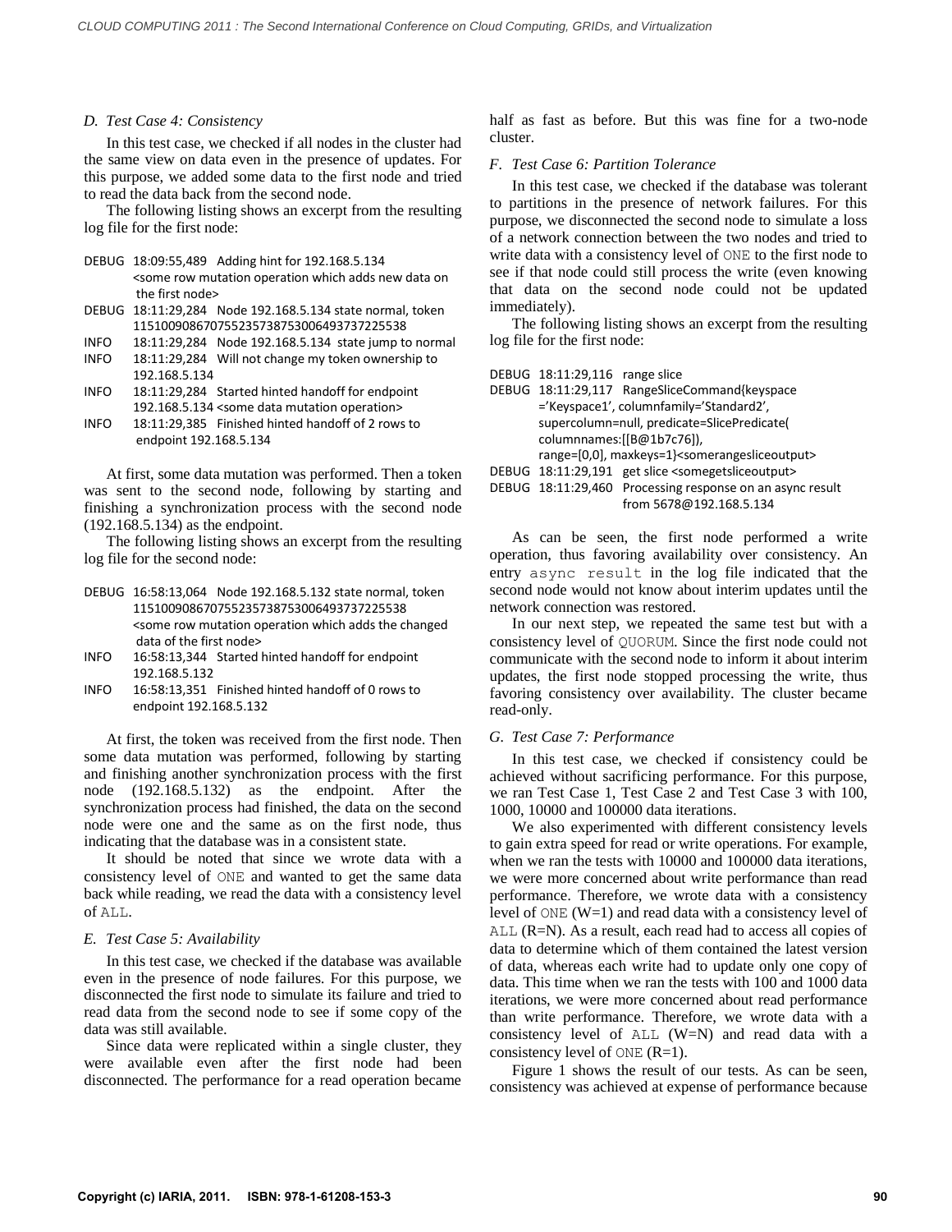### D. Test Case 4: Consistency

In this test case, we checked if all nodes in the cluster had the same view on data even in the presence of updates. For this purpose, we added some data to the first node and tried to read the data back from the second node.

The following listing shows an excerpt from the resulting log file for the first node:

```
DEBUG  18:09:55,489   Adding hint for 192.168.5.134
       <some row mutation operation which adds new data on
        the first node>
DEBUG  18:11:29,284   Node 192.168.5.134 state normal, token
       115100908670755235738753006493737225538
INFO   18:11:29,284   Node 192.168.5.134  state jump to normal
INFO   18:11:29,284   Will not change my token ownership to
       192.168.5.134
INFO   18:11:29,284   Started hinted handoff for endpoint
       192.168.5.134 <some data mutation operation>
INFO   18:11:29,385   Finished hinted handoff of 2 rows to
        endpoint 192.168.5.134
```

At first, some data mutation was performed. Then a token was sent to the second node, following by starting and finishing a synchronization process with the second node (192.168.5.134) as the endpoint.

The following listing shows an excerpt from the resulting log file for the second node:

```
DEBUG  16:58:13,064   Node 192.168.5.132 state normal, token
       115100908670755235738753006493737225538
       <some row mutation operation which adds the changed
        data of the first node>
INFO   16:58:13,344   Started hinted handoff for endpoint
       192.168.5.132
INFO   16:58:13,351   Finished hinted handoff of 0 rows to
       endpoint 192.168.5.132
```

At first, the token was received from the first node. Then some data mutation was performed, following by starting and finishing another synchronization process with the first node (192.168.5.132) as the endpoint. After the synchronization process had finished, the data on the second node were one and the same as on the first node, thus indicating that the database was in a consistent state.

It should be noted that since we wrote data with a consistency level of ONE and wanted to get the same data back while reading, we read the data with a consistency level of ALL.

### E. Test Case 5: Availability

In this test case, we checked if the database was available even in the presence of node failures. For this purpose, we disconnected the first node to simulate its failure and tried to read data from the second node to see if some copy of the data was still available.

Since data were replicated within a single cluster, they were available even after the first node had been disconnected. The performance for a read operation became half as fast as before. But this was fine for a two-node cluster.

### F. Test Case 6: Partition Tolerance

In this test case, we checked if the database was tolerant to partitions in the presence of network failures. For this purpose, we disconnected the second node to simulate a loss of a network connection between the two nodes and tried to write data with a consistency level of ONE to the first node to see if that node could still process the write (even knowing that data on the second node could not be updated immediately).

The following listing shows an excerpt from the resulting log file for the first node:

```
DEBUG  18:11:29,116   range slice
DEBUG  18:11:29,117   RangeSliceCommand{keyspace
       ='Keyspace1', columnfamily='Standard2',
       supercolumn=null, predicate=SlicePredicate(
       columnnames:[[B@1b7c76]),
       range=[0,0], maxkeys=1}<somerangesliceoutput>
DEBUG  18:11:29,191   get slice <somegetsliceoutput>
DEBUG  18:11:29,460   Processing response on an async result
                      from 5678@192.168.5.134
```

As can be seen, the first node performed a write operation, thus favoring availability over consistency. An entry async result in the log file indicated that the second node would not know about interim updates until the network connection was restored.

In our next step, we repeated the same test but with a consistency level of QUORUM. Since the first node could not communicate with the second node to inform it about interim updates, the first node stopped processing the write, thus favoring consistency over availability. The cluster became read-only.

### G. Test Case 7: Performance

In this test case, we checked if consistency could be achieved without sacrificing performance. For this purpose, we ran Test Case 1, Test Case 2 and Test Case 3 with 100, 1000, 10000 and 100000 data iterations.

We also experimented with different consistency levels to gain extra speed for read or write operations. For example, when we ran the tests with 10000 and 100000 data iterations, we were more concerned about write performance than read performance. Therefore, we wrote data with a consistency level of ONE (W=1) and read data with a consistency level of ALL (R=N). As a result, each read had to access all copies of data to determine which of them contained the latest version of data, whereas each write had to update only one copy of data. This time when we ran the tests with 100 and 1000 data iterations, we were more concerned about read performance than write performance. Therefore, we wrote data with a consistency level of ALL (W=N) and read data with a consistency level of ONE (R=1).

Figure 1 shows the result of our tests. As can be seen, consistency was achieved at expense of performance because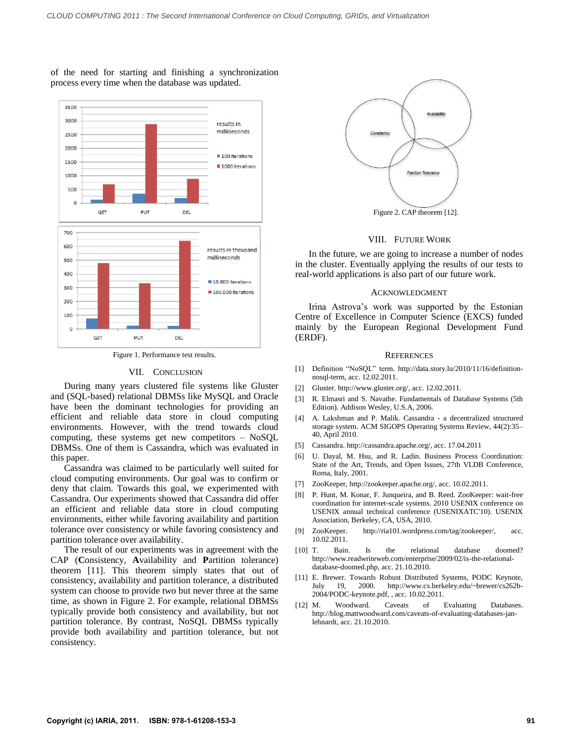of the need for starting and finishing a synchronization process every time when the database was updated.

3500
3000
2500
2000
1500
1000
500
0
GET
PUT
DEL
results in milliseconds
100 iterations
1000 iterations

700
600
500
400
300
200
100
0
GET
PUT
DEL
results in thousand milliseconds
10.000 iterations
100.000 iterations

Figure 1. Performance test results.

## VII. CONCLUSION

During many years clustered file systems like Gluster and (SQL-based) relational DBMSs like MySQL and Oracle have been the dominant technologies for providing an efficient and reliable data store in cloud computing environments. However, with the trend towards cloud computing, these systems get new competitors – NoSQL DBMSs. One of them is Cassandra, which was evaluated in this paper.

Cassandra was claimed to be particularly well suited for cloud computing environments. Our goal was to confirm or deny that claim. Towards this goal, we experimented with Cassandra. Our experiments showed that Cassandra did offer an efficient and reliable data store in cloud computing environments, either while favoring availability and partition tolerance over consistency or while favoring consistency and partition tolerance over availability.

The result of our experiments was in agreement with the CAP (**C**onsistency, **A**vailability and **P**artition tolerance) theorem [11]. This theorem simply states that out of consistency, availability and partition tolerance, a distributed system can choose to provide two but never three at the same time, as shown in Figure 2. For example, relational DBMSs typically provide both consistency and availability, but not partition tolerance. By contrast, NoSQL DBMSs typically provide both availability and partition tolerance, but not consistency.

Availability
Consistency
Partition Tolerance

Figure 2. CAP theorem [12].

## VIII. FUTURE WORK

In the future, we are going to increase a number of nodes in the cluster. Eventually applying the results of our tests to real-world applications is also part of our future work.

## ACKNOWLEDGMENT

Irina Astrova's work was supported by the Estonian Centre of Excellence in Computer Science (EXCS) funded mainly by the European Regional Development Fund (ERDF).

## REFERENCES

[1] Definition "NoSQL" term. http://data.story.lu/2010/11/16/definition-nosql-term, acc. 12.02.2011.

[2] Gluster. http://www.gluster.org/, acc. 12.02.2011.

[3] R. Elmasri and S. Navathe. Fundamentals of Database Systems (5th Edition). Addison Wesley, U.S.A, 2006.

[4] A. Lakshman and P. Malik. Cassandra - a decentralized structured storage system. ACM SIGOPS Operating Systems Review, 44(2):35–40, April 2010.

[5] Cassandra. http://cassandra.apache.org/, acc. 17.04.2011

[6] U. Dayal, M. Hsu, and R. Ladin. Business Process Coordination: State of the Art, Trends, and Open Issues, 27th VLDB Conference, Roma, Italy, 2001.

[7] ZooKeeper, http://zookeeper.apache.org/, acc. 10.02.2011.

[8] P. Hunt, M. Konar, F. Junqueira, and B. Reed. ZooKeeper: wait-free coordination for internet-scale systems. 2010 USENIX conference on USENIX annual technical conference (USENIXATC'10). USENIX Association, Berkeley, CA, USA, 2010.

[9] ZooKeeper. http://ria101.wordpress.com/tag/zookeeper/, acc. 10.02.2011.

[10] T. Bain. Is the relational database doomed? http://www.readwriteweb.com/enterprise/2009/02/is-the-relational-database-doomed.php, acc. 21.10.2010.

[11] E. Brewer. Towards Robust Distributed Systems, PODC Keynote, July 19, 2000. http://www.cs.berkeley.edu/~brewer/cs262b-2004/PODC-keynote.pdf, , acc. 10.02.2011.

[12] M. Woodward. Caveats of Evaluating Databases. http://blog.mattwoodward.com/caveats-of-evaluating-databases-jan-lehnardt, acc. 21.10.2010.